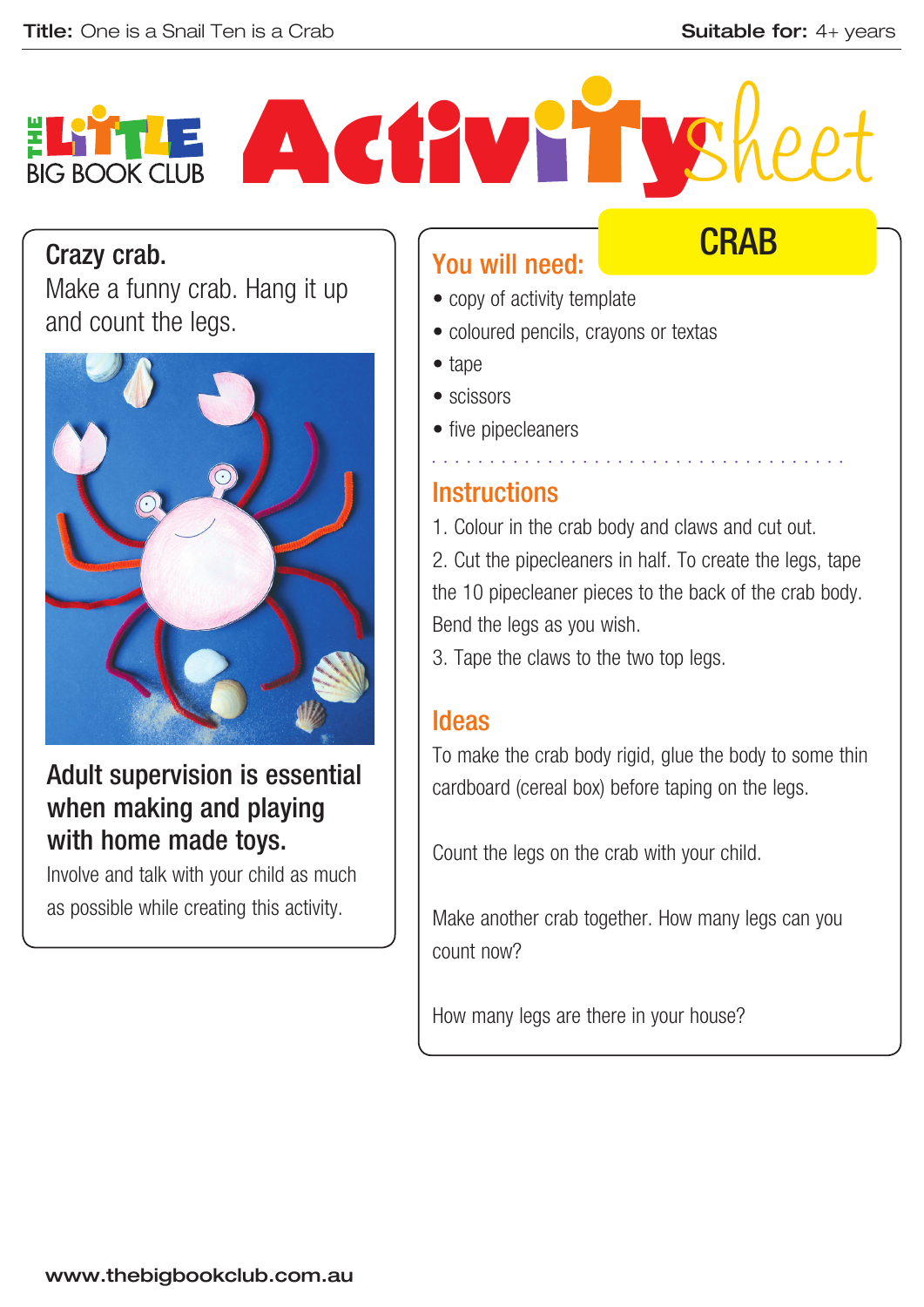**Title:** One is a Snail Ten is a Crab **Suitable for:** 4+ years

# THE LITTLE BIG BOOK CLUB Activity Sheet

## CRAB

### Crazy crab.

Make a funny crab. Hang it up and count the legs.

**Adult supervision is essential when making and playing with home made toys.**

Involve and talk with your child as much as possible while creating this activity.

### You will need:

- copy of activity template
- coloured pencils, crayons or textas
- tape
- scissors
- five pipecleaners

### Instructions

1. Colour in the crab body and claws and cut out.
2. Cut the pipecleaners in half. To create the legs, tape the 10 pipecleaner pieces to the back of the crab body. Bend the legs as you wish.
3. Tape the claws to the two top legs.

### Ideas

To make the crab body rigid, glue the body to some thin cardboard (cereal box) before taping on the legs.

Count the legs on the crab with your child.

Make another crab together. How many legs can you count now?

How many legs are there in your house?

www.thebigbookclub.com.au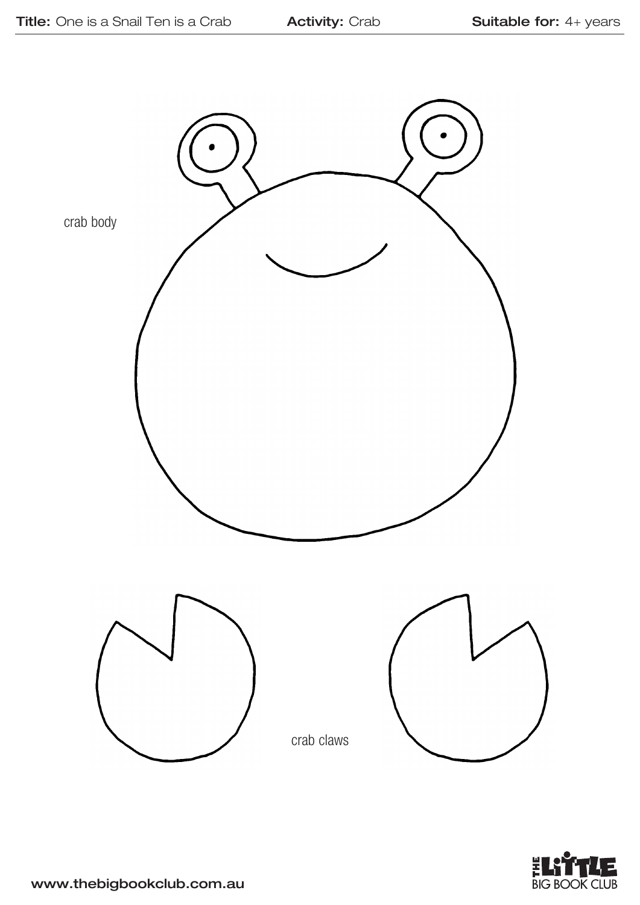**Title:** One is a Snail Ten is a Crab **Activity:** Crab **Suitable for:** 4+ years

crab body

crab claws

www.thebigbookclub.com.au